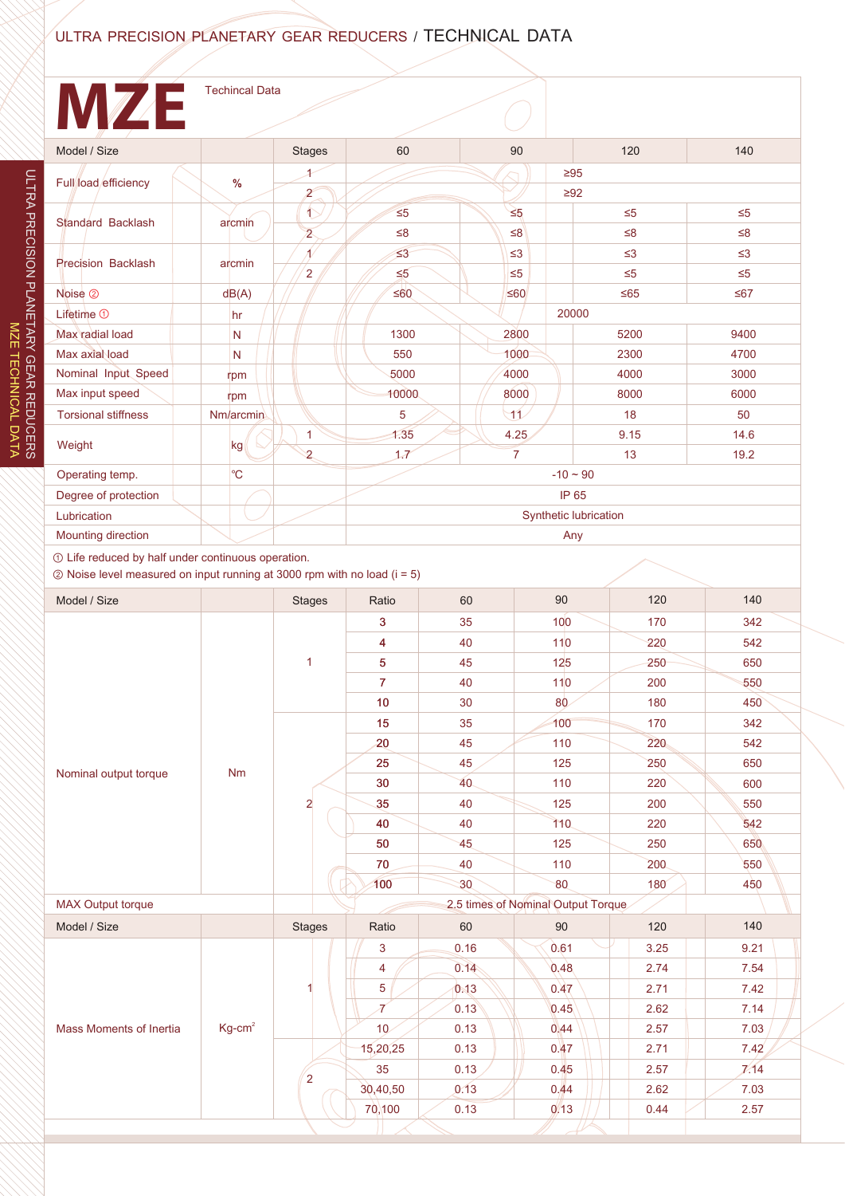# ULTRA PRECISION PLANETARY GEAR REDUCERS / TECHNICAL DATA

# MZE

Techincal Data

| Model / Size | | Stages | 60 | 90 | 120 | 140 |
|---|---|---|---|---|---|---|
| Full load efficiency | % | 1 | ≥95 | | | |
| | | 2 | ≥92 | | | |
| Standard Backlash | arcmin | 1 | ≤5 | ≤5 | ≤5 | ≤5 |
| | | 2 | ≤8 | ≤8 | ≤8 | ≤8 |
| Precision Backlash | arcmin | 1 | ≤3 | ≤3 | ≤3 | ≤3 |
| | | 2 | ≤5 | ≤5 | ≤5 | ≤5 |
| Noise ② | dB(A) | | ≤60 | ≤60 | ≤65 | ≤67 |
| Lifetime ① | hr | | 20000 | | | |
| Max radial load | N | | 1300 | 2800 | 5200 | 9400 |
| Max axial load | N | | 550 | 1000 | 2300 | 4700 |
| Nominal Input Speed | rpm | | 5000 | 4000 | 4000 | 3000 |
| Max input speed | rpm | | 10000 | 8000 | 8000 | 6000 |
| Torsional stiffness | Nm/arcmin | | 5 | 11 | 18 | 50 |
| Weight | kg | 1 | 1.35 | 4.25 | 9.15 | 14.6 |
| | | 2 | 1.7 | 7 | 13 | 19.2 |
| Operating temp. | ℃ | -10 ~ 90 | | | | |
| Degree of protection | | IP 65 | | | | |
| Lubrication | | | Synthetic lubrication | | | |
| Mounting direction | | | Any | | | |

① Life reduced by half under continuous operation.
② Noise level measured on input running at 3000 rpm with no load (i = 5)

| Model / Size | | Stages | Ratio | 60 | 90 | 120 | 140 |
|---|---|---|---|---|---|---|---|
| Nominal output torque | Nm | 1 | 3 | 35 | 100 | 170 | 342 |
| | | | 4 | 40 | 110 | 220 | 542 |
| | | | 5 | 45 | 125 | 250 | 650 |
| | | | 7 | 40 | 110 | 200 | 550 |
| | | | 10 | 30 | 80 | 180 | 450 |
| | | 2 | 15 | 35 | 100 | 170 | 342 |
| | | | 20 | 45 | 110 | 220 | 542 |
| | | | 25 | 45 | 125 | 250 | 650 |
| | | | 30 | 40 | 110 | 220 | 600 |
| | | | 35 | 40 | 125 | 200 | 550 |
| | | | 40 | 40 | 110 | 220 | 542 |
| | | | 50 | 45 | 125 | 250 | 650 |
| | | | 70 | 40 | 110 | 200 | 550 |
| | | | 100 | 30 | 80 | 180 | 450 |
| MAX Output torque | | | 2.5 times of Nominal Output Torque | | | | |

| Model / Size | | Stages | Ratio | 60 | 90 | 120 | 140 |
|---|---|---|---|---|---|---|---|
| Mass Moments of Inertia | Kg-cm² | 1 | 3 | 0.16 | 0.61 | 3.25 | 9.21 |
| | | | 4 | 0.14 | 0.48 | 2.74 | 7.54 |
| | | | 5 | 0.13 | 0.47 | 2.71 | 7.42 |
| | | | 7 | 0.13 | 0.45 | 2.62 | 7.14 |
| | | | 10 | 0.13 | 0.44 | 2.57 | 7.03 |
| | | 2 | 15,20,25 | 0.13 | 0.47 | 2.71 | 7.42 |
| | | | 35 | 0.13 | 0.45 | 2.57 | 7.14 |
| | | | 30,40,50 | 0.13 | 0.44 | 2.62 | 7.03 |
| | | | 70,100 | 0.13 | 0.13 | 0.44 | 2.57 |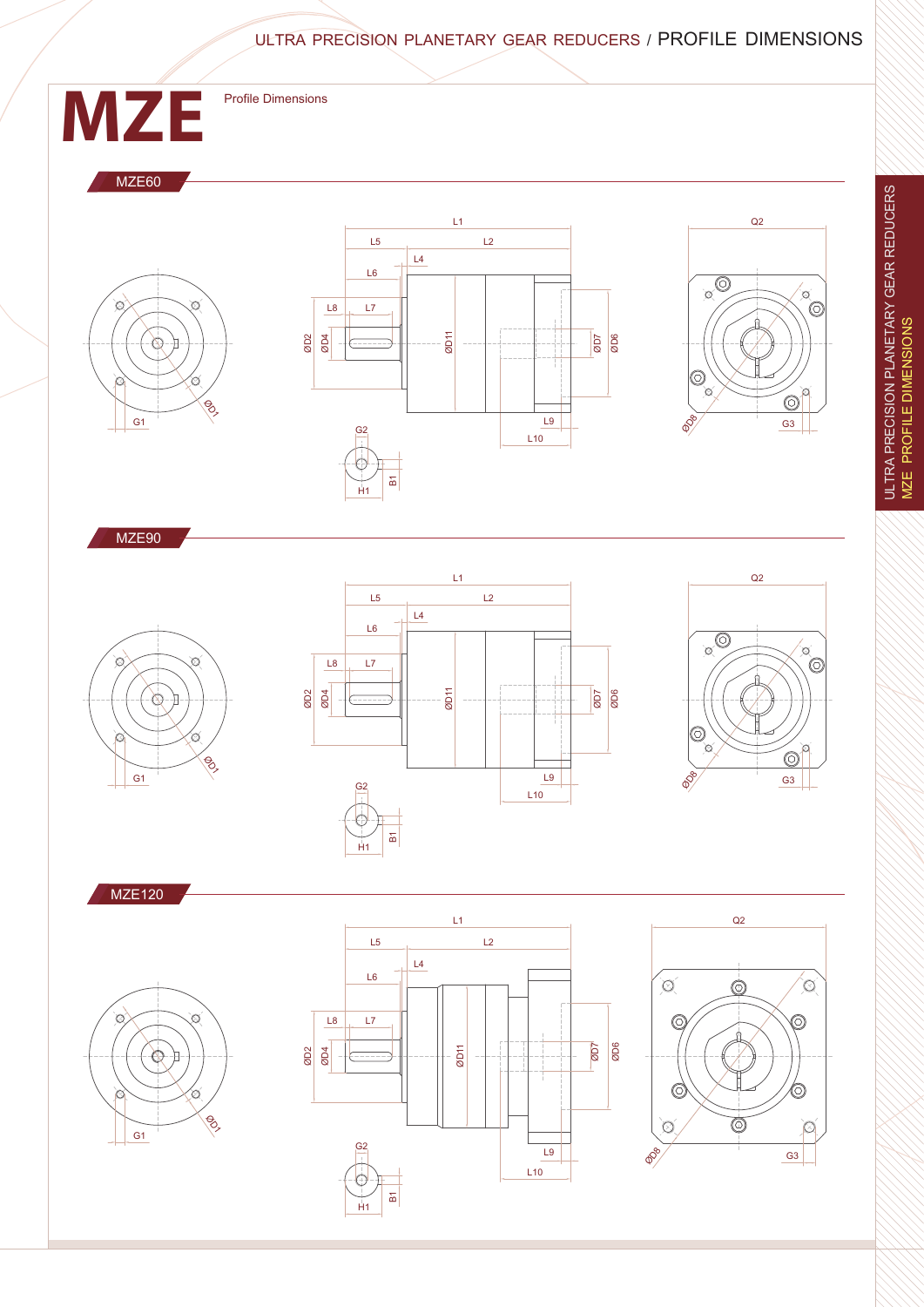# MZE

Profile Dimensions

## MZE60

L1, L2, L4, L5, L6, L7, L8, L9, L10, Q2, ØD1, ØD2, ØD4, ØD6, ØD7, ØD8, ØD11, G1, G2, G3, H1, B1

## MZE90

L1, L2, L4, L5, L6, L7, L8, L9, L10, Q2, ØD1, ØD2, ØD4, ØD6, ØD7, ØD8, ØD11, G1, G2, G3, H1, B1

## MZE120

L1, L2, L4, L5, L6, L7, L8, L9, L10, Q2, ØD1, ØD2, ØD4, ØD6, ØD7, ØD8, ØD11, G1, G2, G3, H1, B1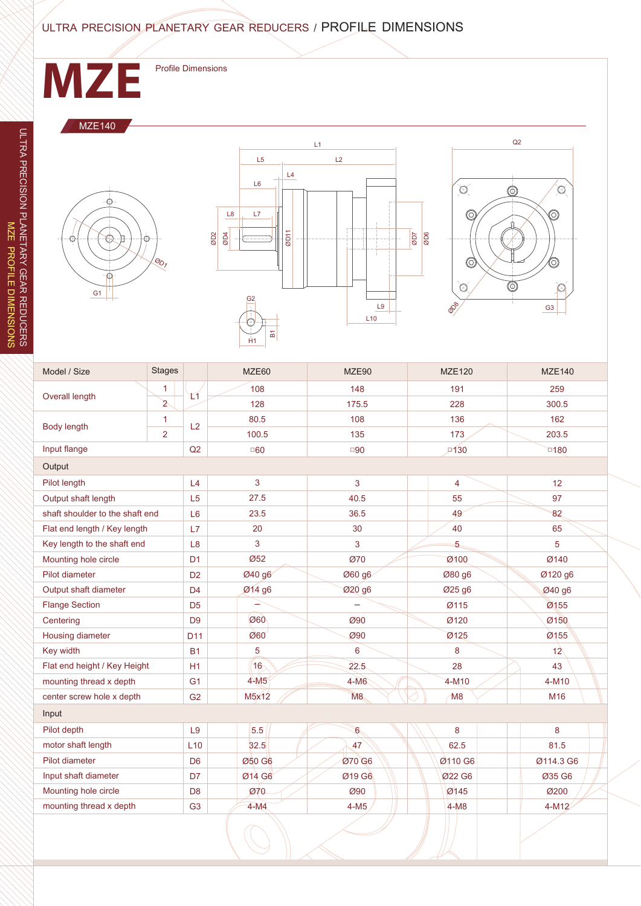# ULTRA PRECISION PLANETARY GEAR REDUCERS / PROFILE DIMENSIONS

# MZE

Profile Dimensions

## MZE140

L1 L2 L5 L4 L6 L8 L7 ØD2 ØD4 ØD11 ØD7 ØD6 L9 L10 Q2 ØD1 G1 G2 B1 H1 ØD8 G3

| Model / Size | Stages | | MZE60 | MZE90 | MZE120 | MZE140 |
|---|---|---|---|---|---|---|
| Overall length | 1 | L1 | 108 | 148 | 191 | 259 |
| | 2 | | 128 | 175.5 | 228 | 300.5 |
| Body length | 1 | L2 | 80.5 | 108 | 136 | 162 |
| | 2 | | 100.5 | 135 | 173 | 203.5 |
| Input flange | | Q2 | □60 | □90 | □130 | □180 |
| Output | | | | | | |
| Pilot length | | L4 | 3 | 3 | 4 | 12 |
| Output shaft length | | L5 | 27.5 | 40.5 | 55 | 97 |
| shaft shoulder to the shaft end | | L6 | 23.5 | 36.5 | 49 | 82 |
| Flat end length / Key length | | L7 | 20 | 30 | 40 | 65 |
| Key length to the shaft end | | L8 | 3 | 3 | 5 | 5 |
| Mounting hole circle | | D1 | Ø52 | Ø70 | Ø100 | Ø140 |
| Pilot diameter | | D2 | Ø40 g6 | Ø60 g6 | Ø80 g6 | Ø120 g6 |
| Output shaft diameter | | D4 | Ø14 g6 | Ø20 g6 | Ø25 g6 | Ø40 g6 |
| Flange Section | | D5 | – | – | Ø115 | Ø155 |
| Centering | | D9 | Ø60 | Ø90 | Ø120 | Ø150 |
| Housing diameter | | D11 | Ø60 | Ø90 | Ø125 | Ø155 |
| Key width | | B1 | 5 | 6 | 8 | 12 |
| Flat end height / Key Height | | H1 | 16 | 22.5 | 28 | 43 |
| mounting thread x depth | | G1 | 4-M5 | 4-M6 | 4-M10 | 4-M10 |
| center screw hole x depth | | G2 | M5x12 | M8 | M8 | M16 |
| Input | | | | | | |
| Pilot depth | | L9 | 5.5 | 6 | 8 | 8 |
| motor shaft length | | L10 | 32.5 | 47 | 62.5 | 81.5 |
| Pilot diameter | | D6 | Ø50 G6 | Ø70 G6 | Ø110 G6 | Ø114.3 G6 |
| Input shaft diameter | | D7 | Ø14 G6 | Ø19 G6 | Ø22 G6 | Ø35 G6 |
| Mounting hole circle | | D8 | Ø70 | Ø90 | Ø145 | Ø200 |
| mounting thread x depth | | G3 | 4-M4 | 4-M5 | 4-M8 | 4-M12 |